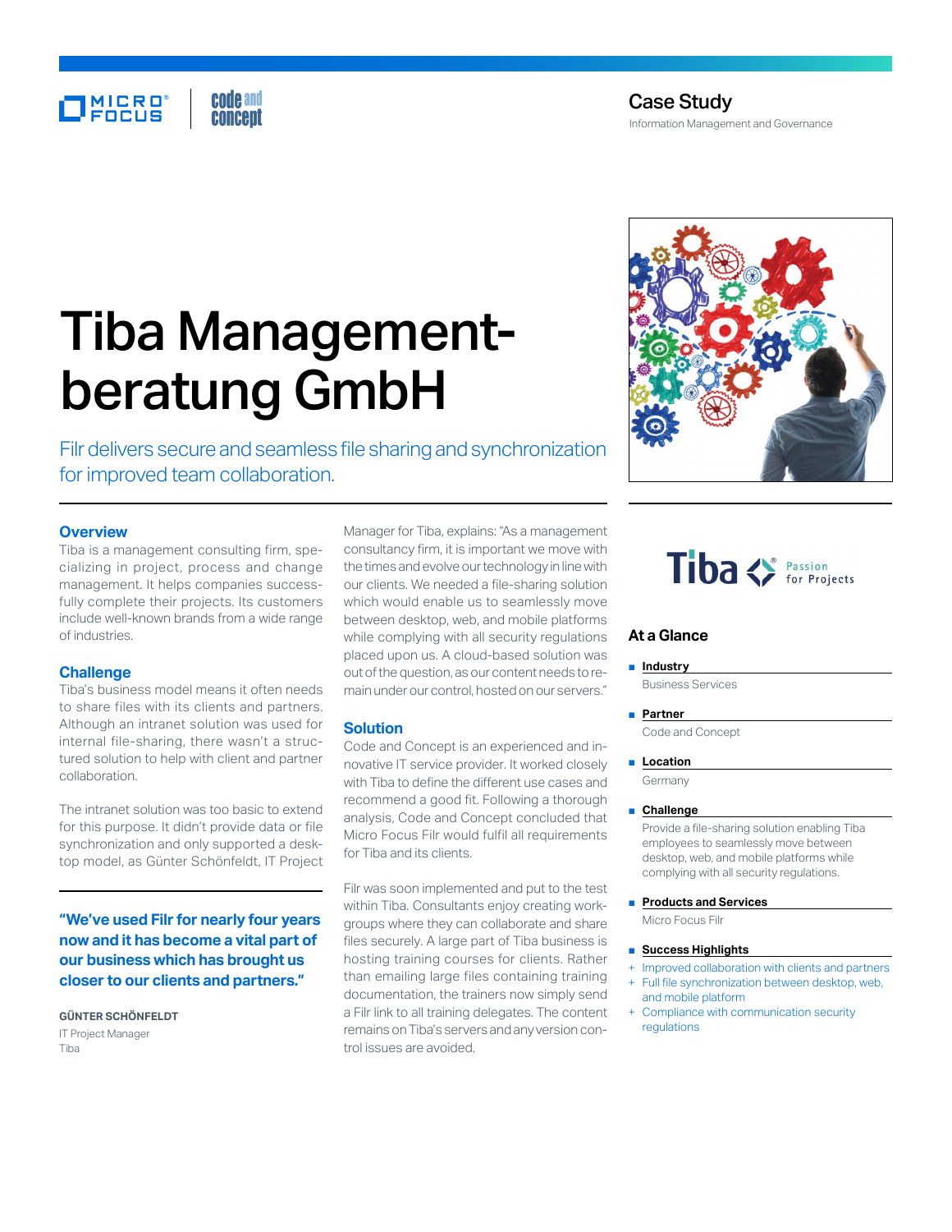Case Study

Information Management and Governance

# Tiba Management-beratung GmbH

Filr delivers secure and seamless file sharing and synchronization for improved team collaboration.

## Overview

Tiba is a management consulting firm, specializing in project, process and change management. It helps companies successfully complete their projects. Its customers include well-known brands from a wide range of industries.

## Challenge

Tiba's business model means it often needs to share files with its clients and partners. Although an intranet solution was used for internal file-sharing, there wasn't a structured solution to help with client and partner collaboration.

The intranet solution was too basic to extend for this purpose. It didn't provide data or file synchronization and only supported a desktop model, as Günter Schönfeldt, IT Project Manager for Tiba, explains: "As a management consultancy firm, it is important we move with the times and evolve our technology in line with our clients. We needed a file-sharing solution which would enable us to seamlessly move between desktop, web, and mobile platforms while complying with all security regulations placed upon us. A cloud-based solution was out of the question, as our content needs to remain under our control, hosted on our servers."

**"We've used Filr for nearly four years now and it has become a vital part of our business which has brought us closer to our clients and partners."**

**GÜNTER SCHÖNFELDT**
IT Project Manager
Tiba

## Solution

Code and Concept is an experienced and innovative IT service provider. It worked closely with Tiba to define the different use cases and recommend a good fit. Following a thorough analysis, Code and Concept concluded that Micro Focus Filr would fulfil all requirements for Tiba and its clients.

Filr was soon implemented and put to the test within Tiba. Consultants enjoy creating workgroups where they can collaborate and share files securely. A large part of Tiba business is hosting training courses for clients. Rather than emailing large files containing training documentation, the trainers now simply send a Filr link to all training delegates. The content remains on Tiba's servers and any version control issues are avoided.

## At a Glance

- **Industry**
  Business Services
- **Partner**
  Code and Concept
- **Location**
  Germany
- **Challenge**
  Provide a file-sharing solution enabling Tiba employees to seamlessly move between desktop, web, and mobile platforms while complying with all security regulations.
- **Products and Services**
  Micro Focus Filr
- **Success Highlights**
  + Improved collaboration with clients and partners
  + Full file synchronization between desktop, web, and mobile platform
  + Compliance with communication security regulations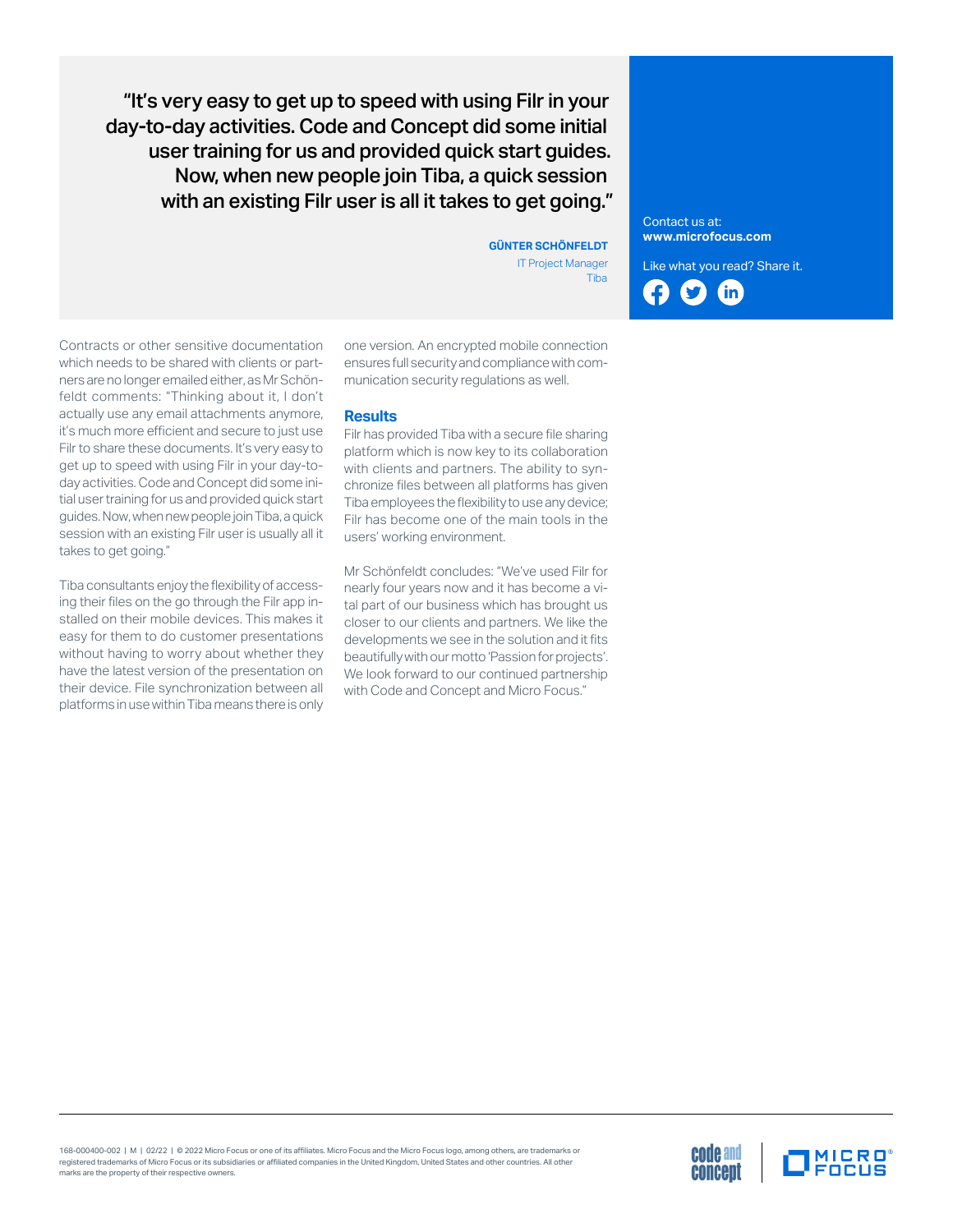> "It's very easy to get up to speed with using Filr in your day-to-day activities. Code and Concept did some initial user training for us and provided quick start guides. Now, when new people join Tiba, a quick session with an existing Filr user is all it takes to get going."
>
> **GÜNTER SCHÖNFELDT**
> IT Project Manager
> Tiba

Contact us at:
**www.microfocus.com**

Like what you read? Share it.

Contracts or other sensitive documentation which needs to be shared with clients or partners are no longer emailed either, as Mr Schönfeldt comments: "Thinking about it, I don't actually use any email attachments anymore, it's much more efficient and secure to just use Filr to share these documents. It's very easy to get up to speed with using Filr in your day-to-day activities. Code and Concept did some initial user training for us and provided quick start guides. Now, when new people join Tiba, a quick session with an existing Filr user is usually all it takes to get going."

Tiba consultants enjoy the flexibility of accessing their files on the go through the Filr app installed on their mobile devices. This makes it easy for them to do customer presentations without having to worry about whether they have the latest version of the presentation on their device. File synchronization between all platforms in use within Tiba means there is only one version. An encrypted mobile connection ensures full security and compliance with communication security regulations as well.

## Results

Filr has provided Tiba with a secure file sharing platform which is now key to its collaboration with clients and partners. The ability to synchronize files between all platforms has given Tiba employees the flexibility to use any device; Filr has become one of the main tools in the users' working environment.

Mr Schönfeldt concludes: "We've used Filr for nearly four years now and it has become a vital part of our business which has brought us closer to our clients and partners. We like the developments we see in the solution and it fits beautifully with our motto 'Passion for projects'. We look forward to our continued partnership with Code and Concept and Micro Focus."

168-000400-002 | M | 02/22 | © 2022 Micro Focus or one of its affiliates. Micro Focus and the Micro Focus logo, among others, are trademarks or registered trademarks of Micro Focus or its subsidiaries or affiliated companies in the United Kingdom, United States and other countries. All other marks are the property of their respective owners.